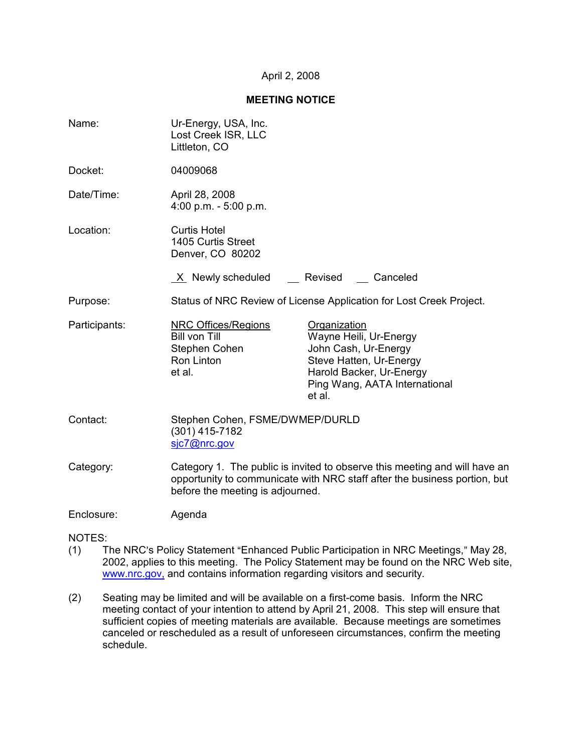April 2, 2008

**MEETING NOTICE**

| | |
|---|---|
| Name: | Ur-Energy, USA, Inc.<br>Lost Creek ISR, LLC<br>Littleton, CO |
| Docket: | 04009068 |
| Date/Time: | April 28, 2008<br>4:00 p.m. - 5:00 p.m. |
| Location: | Curtis Hotel<br>1405 Curtis Street<br>Denver, CO 80202 |
| | X Newly scheduled __ Revised __ Canceled |
| Purpose: | Status of NRC Review of License Application for Lost Creek Project. |

Participants:

| NRC Offices/Regions | Organization |
|---|---|
| Bill von Till | Wayne Heili, Ur-Energy |
| Stephen Cohen | John Cash, Ur-Energy |
| Ron Linton | Steve Hatten, Ur-Energy |
| et al. | Harold Backer, Ur-Energy |
| | Ping Wang, AATA International |
| | et al. |

| | |
|---|---|
| Contact: | Stephen Cohen, FSME/DWMEP/DURLD<br>(301) 415-7182<br>sjc7@nrc.gov |
| Category: | Category 1. The public is invited to observe this meeting and will have an opportunity to communicate with NRC staff after the business portion, but before the meeting is adjourned. |
| Enclosure: | Agenda |

NOTES:

(1) The NRC's Policy Statement "Enhanced Public Participation in NRC Meetings," May 28, 2002, applies to this meeting. The Policy Statement may be found on the NRC Web site, www.nrc.gov, and contains information regarding visitors and security.

(2) Seating may be limited and will be available on a first-come basis. Inform the NRC meeting contact of your intention to attend by April 21, 2008. This step will ensure that sufficient copies of meeting materials are available. Because meetings are sometimes canceled or rescheduled as a result of unforeseen circumstances, confirm the meeting schedule.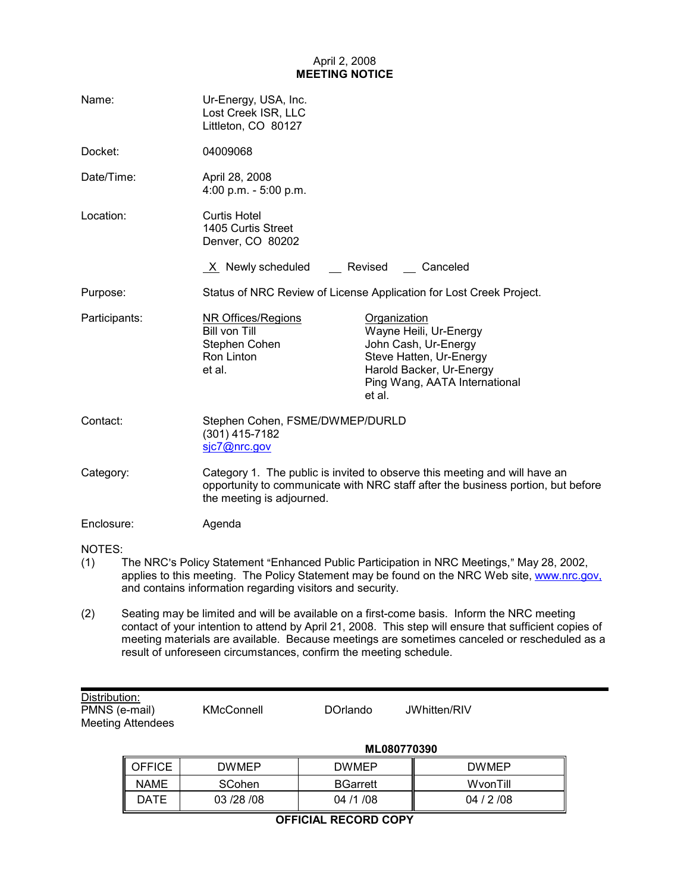April 2, 2008
**MEETING NOTICE**

| | |
|---|---|
| Name: | Ur-Energy, USA, Inc.<br>Lost Creek ISR, LLC<br>Littleton, CO 80127 |
| Docket: | 04009068 |
| Date/Time: | April 28, 2008<br>4:00 p.m. - 5:00 p.m. |
| Location: | Curtis Hotel<br>1405 Curtis Street<br>Denver, CO 80202 |

_X_ Newly scheduled    __ Revised    __ Canceled

Purpose: Status of NRC Review of License Application for Lost Creek Project.

Participants:

| NR Offices/Regions | Organization |
|---|---|
| Bill von Till | Wayne Heili, Ur-Energy |
| Stephen Cohen | John Cash, Ur-Energy |
| Ron Linton | Steve Hatten, Ur-Energy |
| et al. | Harold Backer, Ur-Energy |
| | Ping Wang, AATA International |
| | et al. |

Contact: Stephen Cohen, FSME/DWMEP/DURLD
(301) 415-7182
sjc7@nrc.gov

Category: Category 1. The public is invited to observe this meeting and will have an opportunity to communicate with NRC staff after the business portion, but before the meeting is adjourned.

Enclosure: Agenda

NOTES:

(1) The NRC's Policy Statement "Enhanced Public Participation in NRC Meetings," May 28, 2002, applies to this meeting. The Policy Statement may be found on the NRC Web site, www.nrc.gov, and contains information regarding visitors and security.

(2) Seating may be limited and will be available on a first-come basis. Inform the NRC meeting contact of your intention to attend by April 21, 2008. This step will ensure that sufficient copies of meeting materials are available. Because meetings are sometimes canceled or rescheduled as a result of unforeseen circumstances, confirm the meeting schedule.

---

Distribution:
PMNS (e-mail)    KMcConnell    DOrlando    JWhitten/RIV
Meeting Attendees

**ML080770390**

| OFFICE | DWMEP | DWMEP | DWMEP |
|---|---|---|---|
| NAME | SCohen | BGarrett | WvonTill |
| DATE | 03 /28 /08 | 04 /1 /08 | 04 / 2 /08 |

**OFFICIAL RECORD COPY**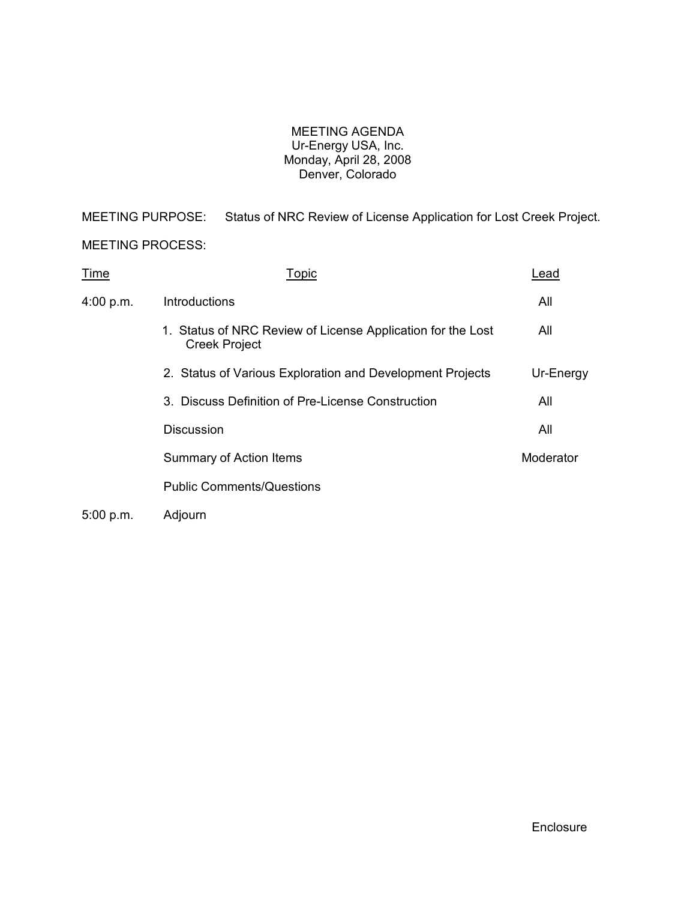# MEETING AGENDA

Ur-Energy USA, Inc.
Monday, April 28, 2008
Denver, Colorado

MEETING PURPOSE: Status of NRC Review of License Application for Lost Creek Project.

MEETING PROCESS:

| Time | Topic | Lead |
|---|---|---|
| 4:00 p.m. | Introductions | All |
| | 1. Status of NRC Review of License Application for the Lost Creek Project | All |
| | 2. Status of Various Exploration and Development Projects | Ur-Energy |
| | 3. Discuss Definition of Pre-License Construction | All |
| | Discussion | All |
| | Summary of Action Items | Moderator |
| | Public Comments/Questions | |
| 5:00 p.m. | Adjourn | |

Enclosure